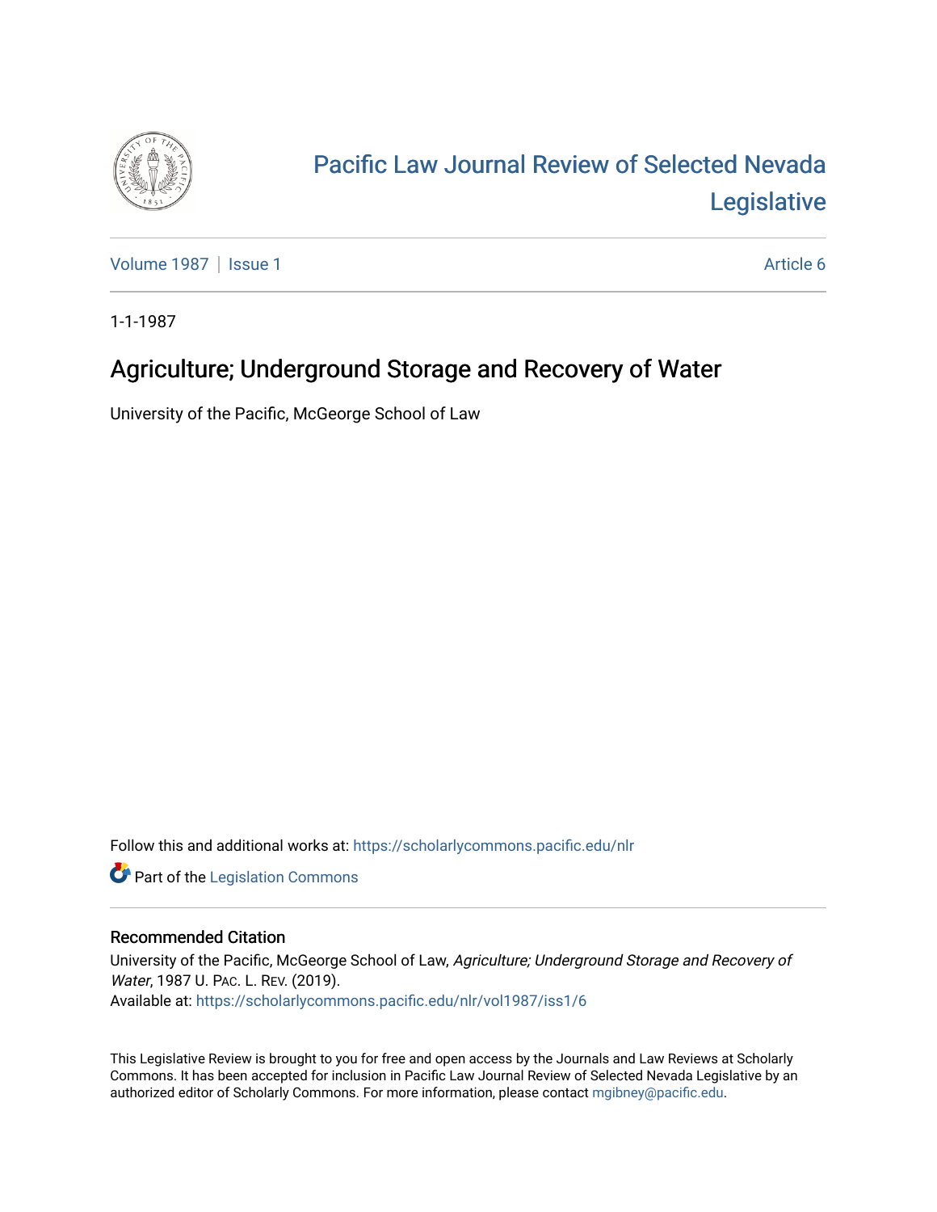# Pacific Law Journal Review of Selected Nevada Legislative

Volume 1987 | Issue 1 | Article 6

1-1-1987

## Agriculture; Underground Storage and Recovery of Water

University of the Pacific, McGeorge School of Law

Follow this and additional works at: https://scholarlycommons.pacific.edu/nlr

Part of the Legislation Commons

### Recommended Citation

University of the Pacific, McGeorge School of Law, *Agriculture; Underground Storage and Recovery of Water*, 1987 U. Pac. L. Rev. (2019).
Available at: https://scholarlycommons.pacific.edu/nlr/vol1987/iss1/6

This Legislative Review is brought to you for free and open access by the Journals and Law Reviews at Scholarly Commons. It has been accepted for inclusion in Pacific Law Journal Review of Selected Nevada Legislative by an authorized editor of Scholarly Commons. For more information, please contact mgibney@pacific.edu.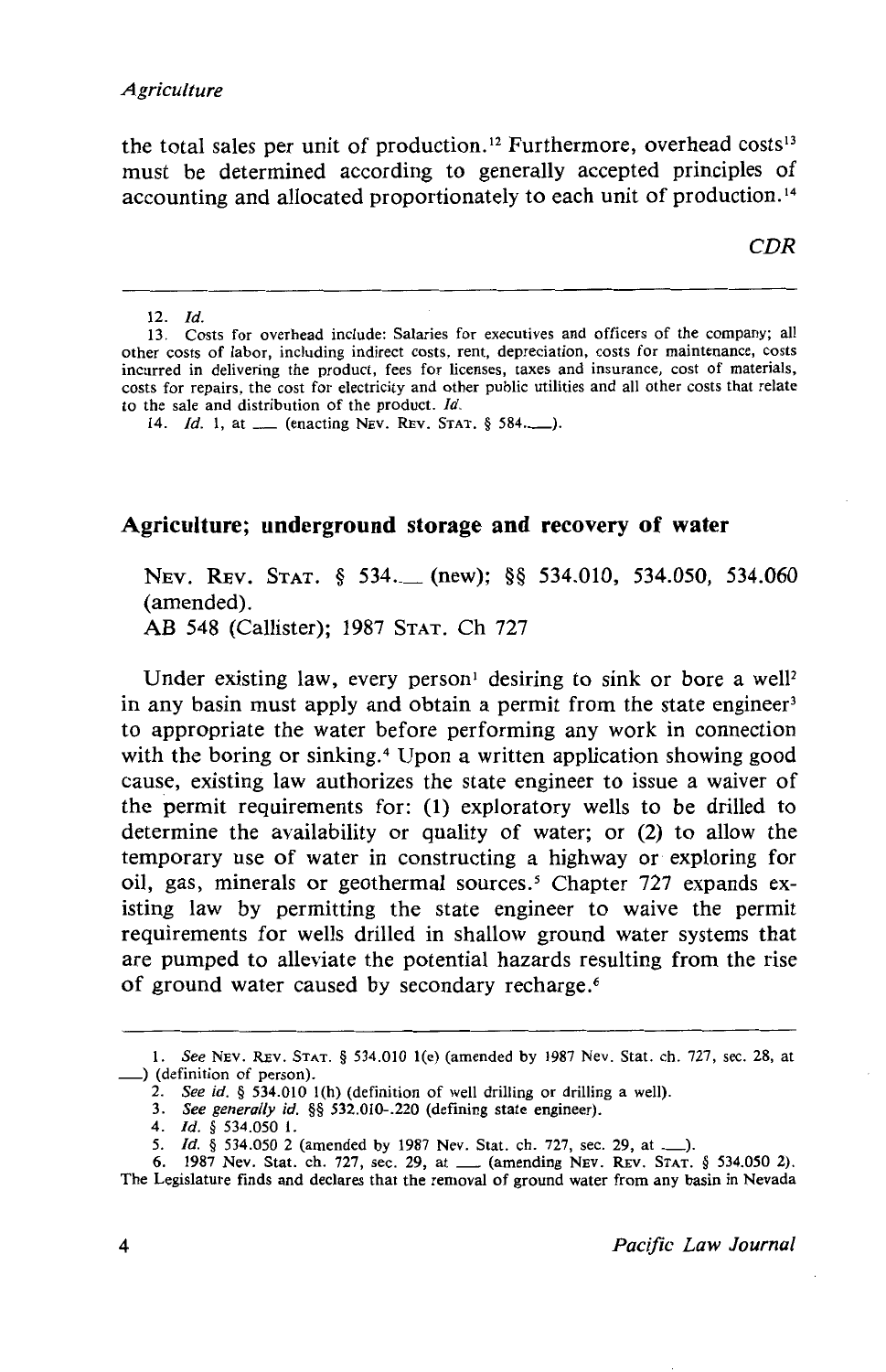the total sales per unit of production.[12] Furthermore, overhead costs[13] must be determined according to generally accepted principles of accounting and allocated proportionately to each unit of production.[14]

*CDR*

---

12. *Id.*
13. Costs for overhead include: Salaries for executives and officers of the company; all other costs of labor, including indirect costs, rent, depreciation, costs for maintenance, costs incurred in delivering the product, fees for licenses, taxes and insurance, cost of materials, costs for repairs, the cost for electricity and other public utilities and all other costs that relate to the sale and distribution of the product. *Id.*
14. *Id.* 1, at ___ (enacting NEV. REV. STAT. § 584.___).

## Agriculture; underground storage and recovery of water

NEV. REV. STAT. § 534.___ (new); §§ 534.010, 534.050, 534.060 (amended).
AB 548 (Callister); 1987 STAT. Ch 727

Under existing law, every person[1] desiring to sink or bore a well[2] in any basin must apply and obtain a permit from the state engineer[3] to appropriate the water before performing any work in connection with the boring or sinking.[4] Upon a written application showing good cause, existing law authorizes the state engineer to issue a waiver of the permit requirements for: (1) exploratory wells to be drilled to determine the availability or quality of water; or (2) to allow the temporary use of water in constructing a highway or exploring for oil, gas, minerals or geothermal sources.[5] Chapter 727 expands existing law by permitting the state engineer to waive the permit requirements for wells drilled in shallow ground water systems that are pumped to alleviate the potential hazards resulting from the rise of ground water caused by secondary recharge.[6]

---

1. *See* NEV. REV. STAT. § 534.010 1(e) (amended by 1987 Nev. Stat. ch. 727, sec. 28, at ___) (definition of person).
2. *See id.* § 534.010 1(h) (definition of well drilling or drilling a well).
3. *See generally id.* §§ 532.010-.220 (defining state engineer).
4. *Id.* § 534.050 1.
5. *Id.* § 534.050 2 (amended by 1987 Nev. Stat. ch. 727, sec. 29, at ___).
6. 1987 Nev. Stat. ch. 727, sec. 29, at ___ (amending NEV. REV. STAT. § 534.050 2). The Legislature finds and declares that the removal of ground water from any basin in Nevada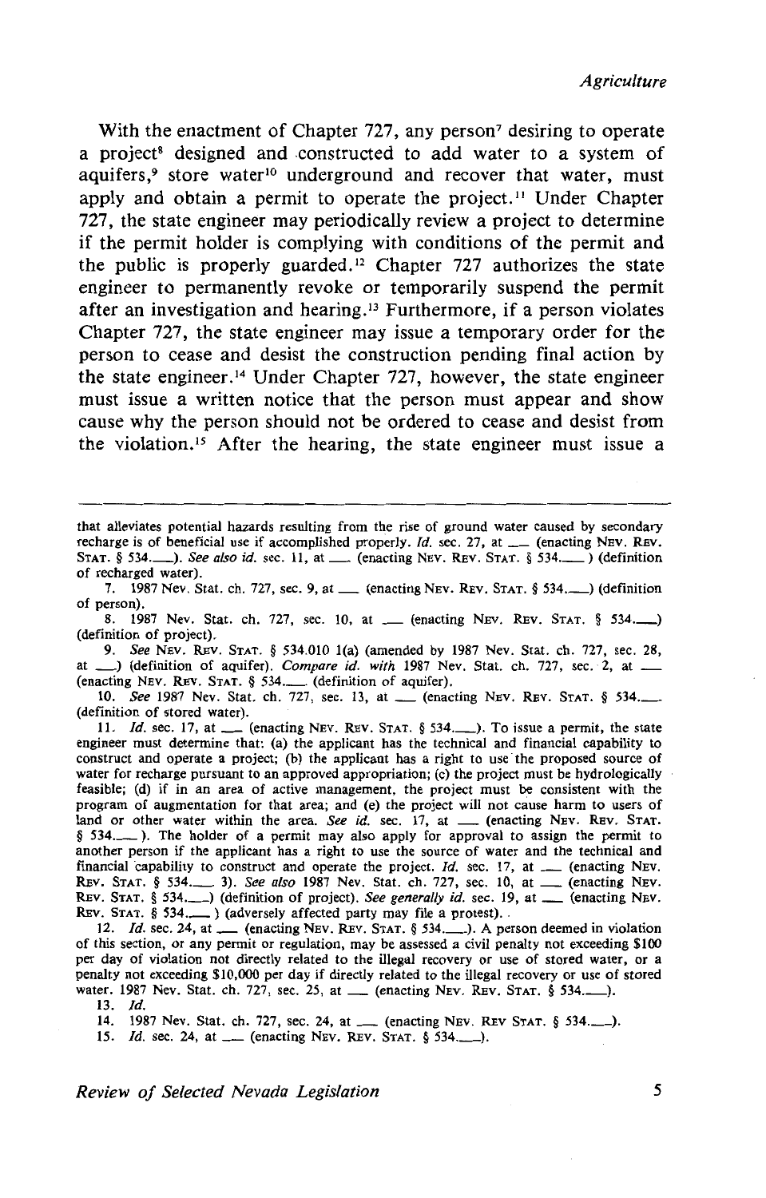With the enactment of Chapter 727, any person[7] desiring to operate a project[8] designed and constructed to add water to a system of aquifers,[9] store water[10] underground and recover that water, must apply and obtain a permit to operate the project.[11] Under Chapter 727, the state engineer may periodically review a project to determine if the permit holder is complying with conditions of the permit and the public is properly guarded.[12] Chapter 727 authorizes the state engineer to permanently revoke or temporarily suspend the permit after an investigation and hearing.[13] Furthermore, if a person violates Chapter 727, the state engineer may issue a temporary order for the person to cease and desist the construction pending final action by the state engineer.[14] Under Chapter 727, however, the state engineer must issue a written notice that the person must appear and show cause why the person should not be ordered to cease and desist from the violation.[15] After the hearing, the state engineer must issue a

---

that alleviates potential hazards resulting from the rise of ground water caused by secondary recharge is of beneficial use if accomplished properly. *Id.* sec. 27, at ___ (enacting NEV. REV. STAT. § 534.___). *See also id.* sec. 11, at ___ (enacting NEV. REV. STAT. § 534.___ ) (definition of recharged water).

7. 1987 Nev. Stat. ch. 727, sec. 9, at ___ (enacting NEV. REV. STAT. § 534.___) (definition of person).

8. 1987 Nev. Stat. ch. 727, sec. 10, at ___ (enacting NEV. REV. STAT. § 534.___) (definition of project).

9. *See* NEV. REV. STAT. § 534.010 1(a) (amended by 1987 Nev. Stat. ch. 727, sec. 28, at ___) (definition of aquifer). *Compare id. with* 1987 Nev. Stat. ch. 727, sec. 2, at ___ (enacting NEV. REV. STAT. § 534.___ (definition of aquifer).

10. *See* 1987 Nev. Stat. ch. 727, sec. 13, at ___ (enacting NEV. REV. STAT. § 534.___ (definition of stored water).

11. *Id.* sec. 17, at ___ (enacting NEV. REV. STAT. § 534.___). To issue a permit, the state engineer must determine that: (a) the applicant has the technical and financial capability to construct and operate a project; (b) the applicant has a right to use the proposed source of water for recharge pursuant to an approved appropriation; (c) the project must be hydrologically feasible; (d) if in an area of active management, the project must be consistent with the program of augmentation for that area; and (e) the project will not cause harm to users of land or other water within the area. *See id.* sec. 17, at ___ (enacting NEV. REV. STAT. § 534.___ ). The holder of a permit may also apply for approval to assign the permit to another person if the applicant has a right to use the source of water and the technical and financial capability to construct and operate the project. *Id.* sec. 17, at ___ (enacting NEV. REV. STAT. § 534.___ 3). *See also* 1987 Nev. Stat. ch. 727, sec. 10, at ___ (enacting NEV. REV. STAT. § 534.___) (definition of project). *See generally id.* sec. 19, at ___ (enacting NEV. REV. STAT. § 534.___ ) (adversely affected party may file a protest).

12. *Id.* sec. 24, at ___ (enacting NEV. REV. STAT. § 534.___). A person deemed in violation of this section, or any permit or regulation, may be assessed a civil penalty not exceeding $100 per day of violation not directly related to the illegal recovery or use of stored water, or a penalty not exceeding $10,000 per day if directly related to the illegal recovery or use of stored water. 1987 Nev. Stat. ch. 727, sec. 25, at ___ (enacting NEV. REV. STAT. § 534.___).

13. *Id.*

14. 1987 Nev. Stat. ch. 727, sec. 24, at ___ (enacting NEV. REV STAT. § 534.___).

15. *Id.* sec. 24, at ___ (enacting NEV. REV. STAT. § 534.___).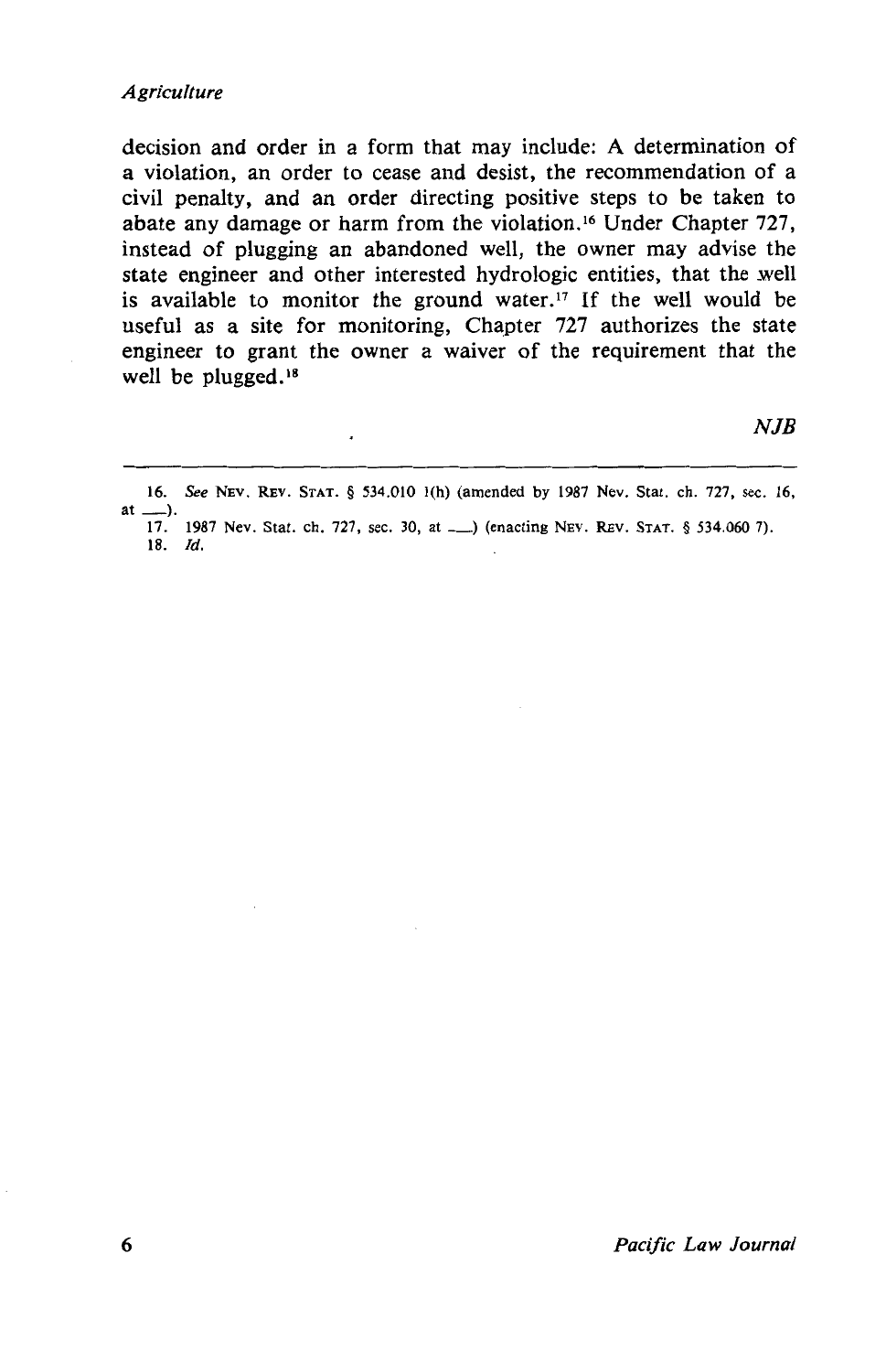decision and order in a form that may include: A determination of a violation, an order to cease and desist, the recommendation of a civil penalty, and an order directing positive steps to be taken to abate any damage or harm from the violation.[16] Under Chapter 727, instead of plugging an abandoned well, the owner may advise the state engineer and other interested hydrologic entities, that the well is available to monitor the ground water.[17] If the well would be useful as a site for monitoring, Chapter 727 authorizes the state engineer to grant the owner a waiver of the requirement that the well be plugged.[18]

*NJB*

---

16. *See* NEV. REV. STAT. § 534.010 1(h) (amended by 1987 Nev. Stat. ch. 727, sec. 16, at ___).
17. 1987 Nev. Stat. ch. 727, sec. 30, at ___) (enacting NEV. REV. STAT. § 534.060 7).
18. *Id.*